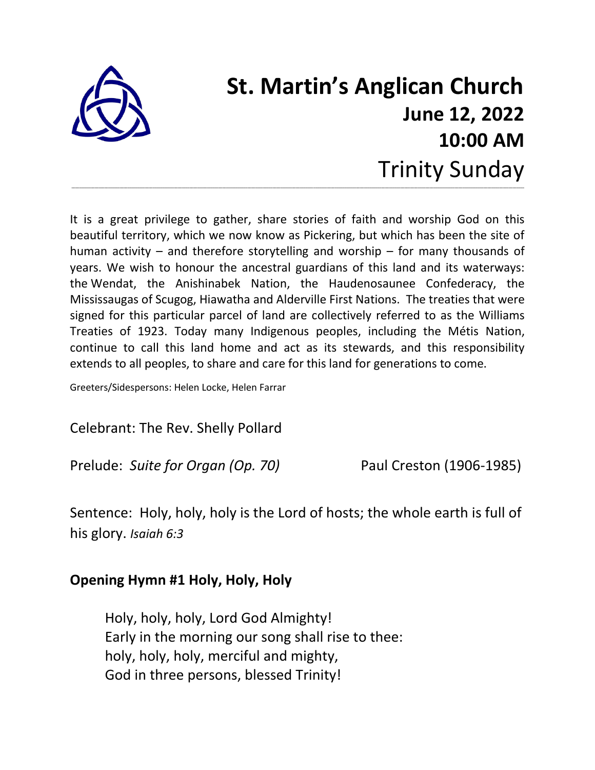# St. Martin's Anglican Church

**June 12, 2022**

**10:00 AM**

Trinity Sunday

---

It is a great privilege to gather, share stories of faith and worship God on this beautiful territory, which we now know as Pickering, but which has been the site of human activity – and therefore storytelling and worship – for many thousands of years. We wish to honour the ancestral guardians of this land and its waterways: the Wendat, the Anishinabek Nation, the Haudenosaunee Confederacy, the Mississaugas of Scugog, Hiawatha and Alderville First Nations. The treaties that were signed for this particular parcel of land are collectively referred to as the Williams Treaties of 1923. Today many Indigenous peoples, including the Métis Nation, continue to call this land home and act as its stewards, and this responsibility extends to all peoples, to share and care for this land for generations to come.

Greeters/Sidespersons: Helen Locke, Helen Farrar

Celebrant: The Rev. Shelly Pollard

Prelude: *Suite for Organ (Op. 70)* Paul Creston (1906-1985)

Sentence: Holy, holy, holy is the Lord of hosts; the whole earth is full of his glory. *Isaiah 6:3*

**Opening Hymn #1 Holy, Holy, Holy**

Holy, holy, holy, Lord God Almighty!
Early in the morning our song shall rise to thee:
holy, holy, holy, merciful and mighty,
God in three persons, blessed Trinity!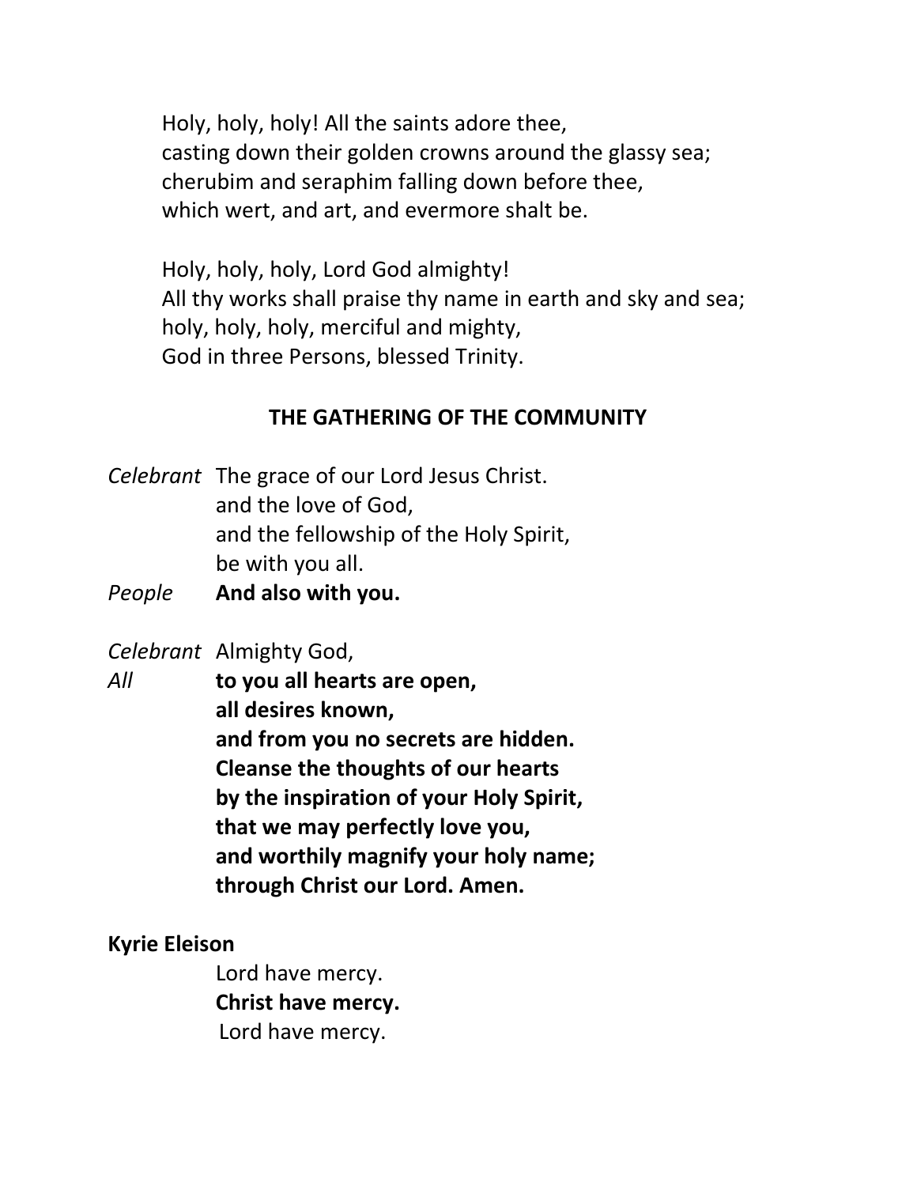Holy, holy, holy! All the saints adore thee,
casting down their golden crowns around the glassy sea;
cherubim and seraphim falling down before thee,
which wert, and art, and evermore shalt be.

Holy, holy, holy, Lord God almighty!
All thy works shall praise thy name in earth and sky and sea;
holy, holy, holy, merciful and mighty,
God in three Persons, blessed Trinity.

## THE GATHERING OF THE COMMUNITY

*Celebrant* The grace of our Lord Jesus Christ.
and the love of God,
and the fellowship of the Holy Spirit,
be with you all.

*People* **And also with you.**

*Celebrant* Almighty God,

*All* **to you all hearts are open,
all desires known,
and from you no secrets are hidden.
Cleanse the thoughts of our hearts
by the inspiration of your Holy Spirit,
that we may perfectly love you,
and worthily magnify your holy name;
through Christ our Lord. Amen.**

**Kyrie Eleison**

Lord have mercy.
**Christ have mercy.**
Lord have mercy.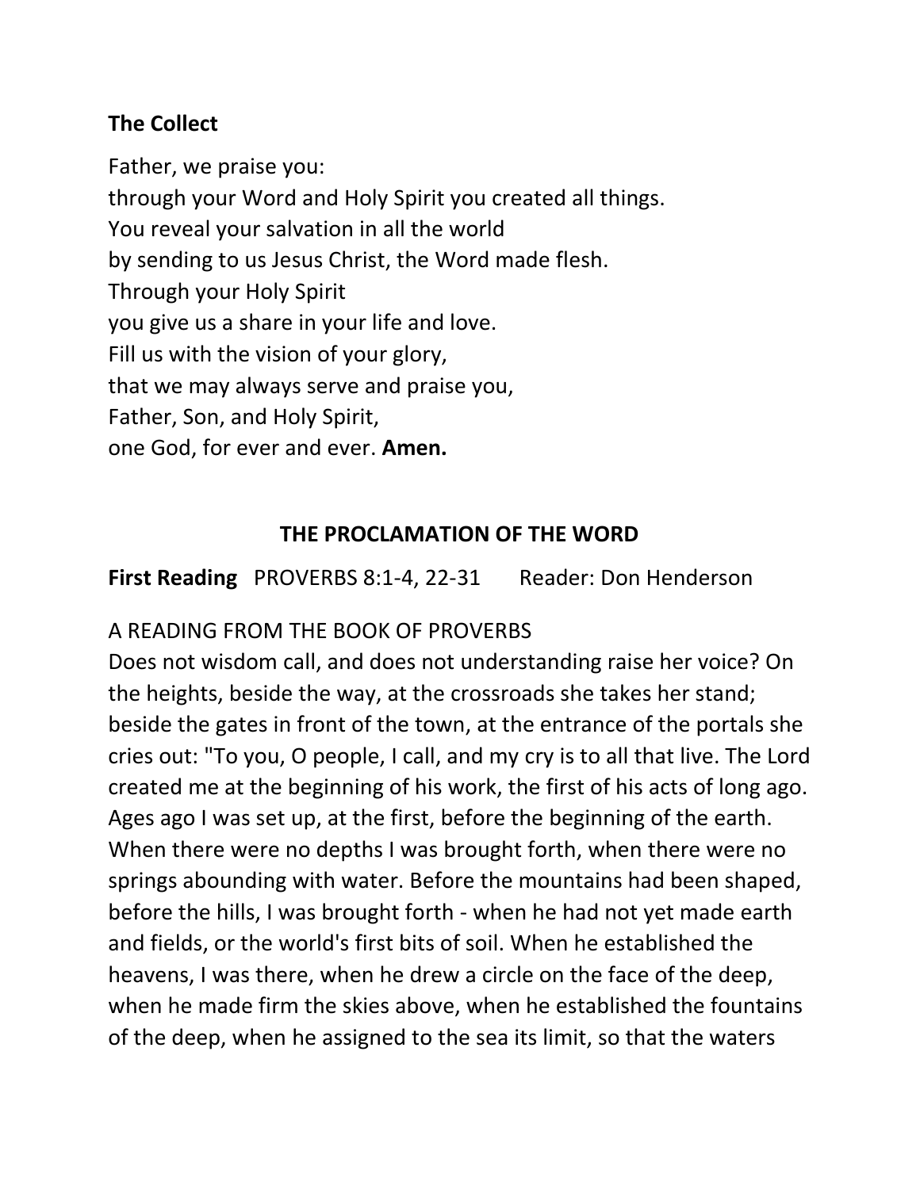**The Collect**

Father, we praise you:  
through your Word and Holy Spirit you created all things.  
You reveal your salvation in all the world  
by sending to us Jesus Christ, the Word made flesh.  
Through your Holy Spirit  
you give us a share in your life and love.  
Fill us with the vision of your glory,  
that we may always serve and praise you,  
Father, Son, and Holy Spirit,  
one God, for ever and ever. **Amen.**

## THE PROCLAMATION OF THE WORD

**First Reading** PROVERBS 8:1-4, 22-31 Reader: Don Henderson

A READING FROM THE BOOK OF PROVERBS  
Does not wisdom call, and does not understanding raise her voice? On the heights, beside the way, at the crossroads she takes her stand; beside the gates in front of the town, at the entrance of the portals she cries out: "To you, O people, I call, and my cry is to all that live. The Lord created me at the beginning of his work, the first of his acts of long ago. Ages ago I was set up, at the first, before the beginning of the earth. When there were no depths I was brought forth, when there were no springs abounding with water. Before the mountains had been shaped, before the hills, I was brought forth - when he had not yet made earth and fields, or the world's first bits of soil. When he established the heavens, I was there, when he drew a circle on the face of the deep, when he made firm the skies above, when he established the fountains of the deep, when he assigned to the sea its limit, so that the waters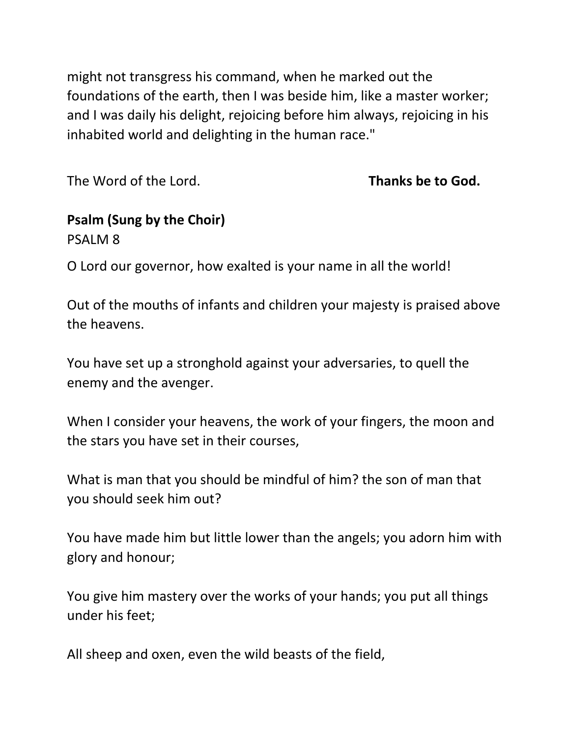might not transgress his command, when he marked out the foundations of the earth, then I was beside him, like a master worker; and I was daily his delight, rejoicing before him always, rejoicing in his inhabited world and delighting in the human race."

The Word of the Lord. **Thanks be to God.**

**Psalm (Sung by the Choir)**

PSALM 8

O Lord our governor, how exalted is your name in all the world!

Out of the mouths of infants and children your majesty is praised above the heavens.

You have set up a stronghold against your adversaries, to quell the enemy and the avenger.

When I consider your heavens, the work of your fingers, the moon and the stars you have set in their courses,

What is man that you should be mindful of him? the son of man that you should seek him out?

You have made him but little lower than the angels; you adorn him with glory and honour;

You give him mastery over the works of your hands; you put all things under his feet;

All sheep and oxen, even the wild beasts of the field,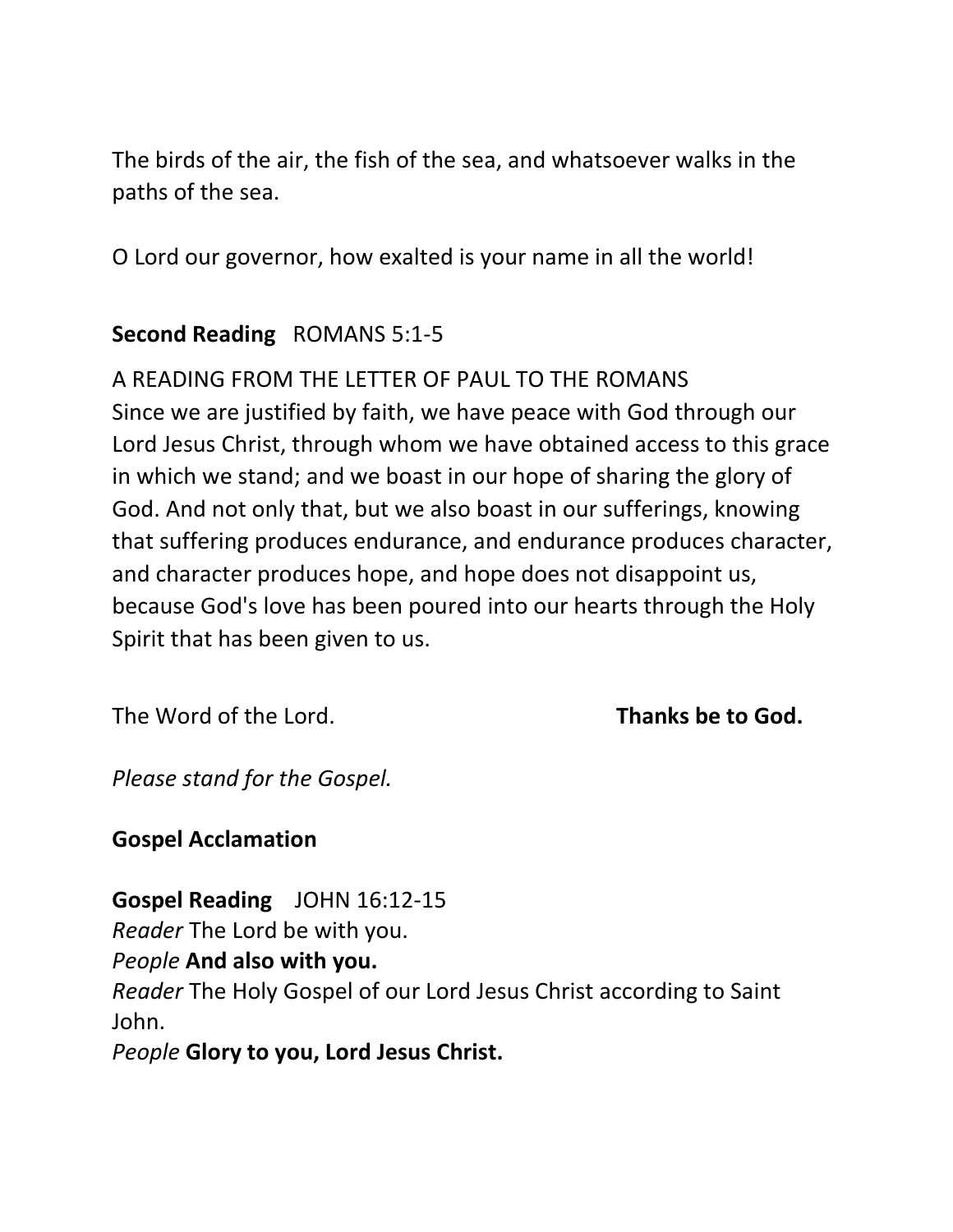The birds of the air, the fish of the sea, and whatsoever walks in the paths of the sea.

O Lord our governor, how exalted is your name in all the world!

**Second Reading** ROMANS 5:1-5

A READING FROM THE LETTER OF PAUL TO THE ROMANS
Since we are justified by faith, we have peace with God through our Lord Jesus Christ, through whom we have obtained access to this grace in which we stand; and we boast in our hope of sharing the glory of God. And not only that, but we also boast in our sufferings, knowing that suffering produces endurance, and endurance produces character, and character produces hope, and hope does not disappoint us, because God's love has been poured into our hearts through the Holy Spirit that has been given to us.

The Word of the Lord. **Thanks be to God.**

*Please stand for the Gospel.*

**Gospel Acclamation**

**Gospel Reading** JOHN 16:12-15
*Reader* The Lord be with you.
*People* **And also with you.**
*Reader* The Holy Gospel of our Lord Jesus Christ according to Saint John.
*People* **Glory to you, Lord Jesus Christ.**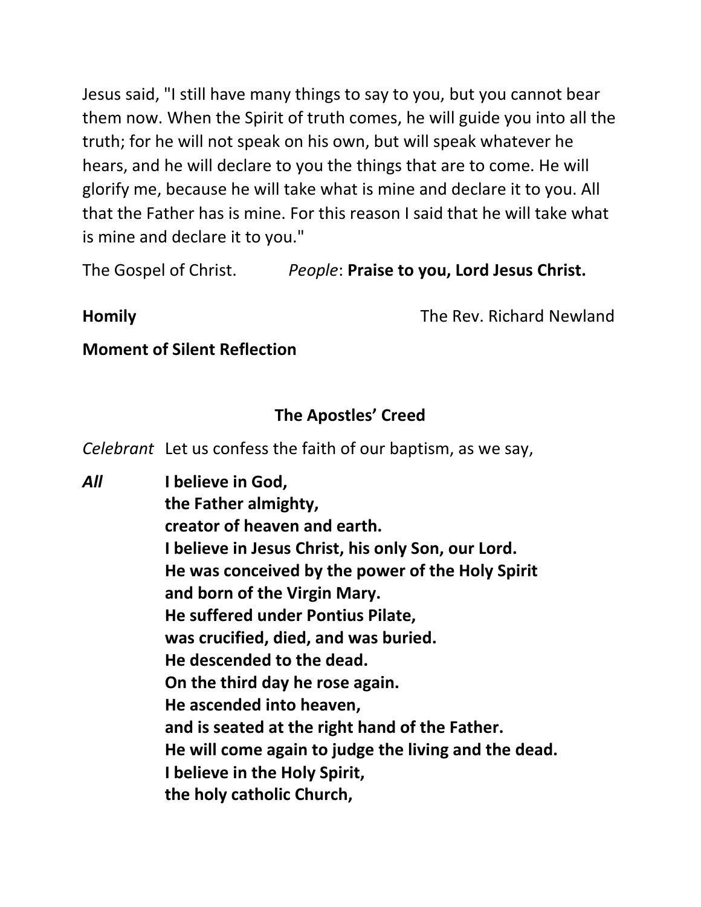Jesus said, "I still have many things to say to you, but you cannot bear them now. When the Spirit of truth comes, he will guide you into all the truth; for he will not speak on his own, but will speak whatever he hears, and he will declare to you the things that are to come. He will glorify me, because he will take what is mine and declare it to you. All that the Father has is mine. For this reason I said that he will take what is mine and declare it to you."

The Gospel of Christ. *People*: **Praise to you, Lord Jesus Christ.**

**Homily** The Rev. Richard Newland

**Moment of Silent Reflection**

## The Apostles' Creed

*Celebrant* Let us confess the faith of our baptism, as we say,

***All*** **I believe in God,**
**the Father almighty,**
**creator of heaven and earth.**
**I believe in Jesus Christ, his only Son, our Lord.**
**He was conceived by the power of the Holy Spirit**
**and born of the Virgin Mary.**
**He suffered under Pontius Pilate,**
**was crucified, died, and was buried.**
**He descended to the dead.**
**On the third day he rose again.**
**He ascended into heaven,**
**and is seated at the right hand of the Father.**
**He will come again to judge the living and the dead.**
**I believe in the Holy Spirit,**
**the holy catholic Church,**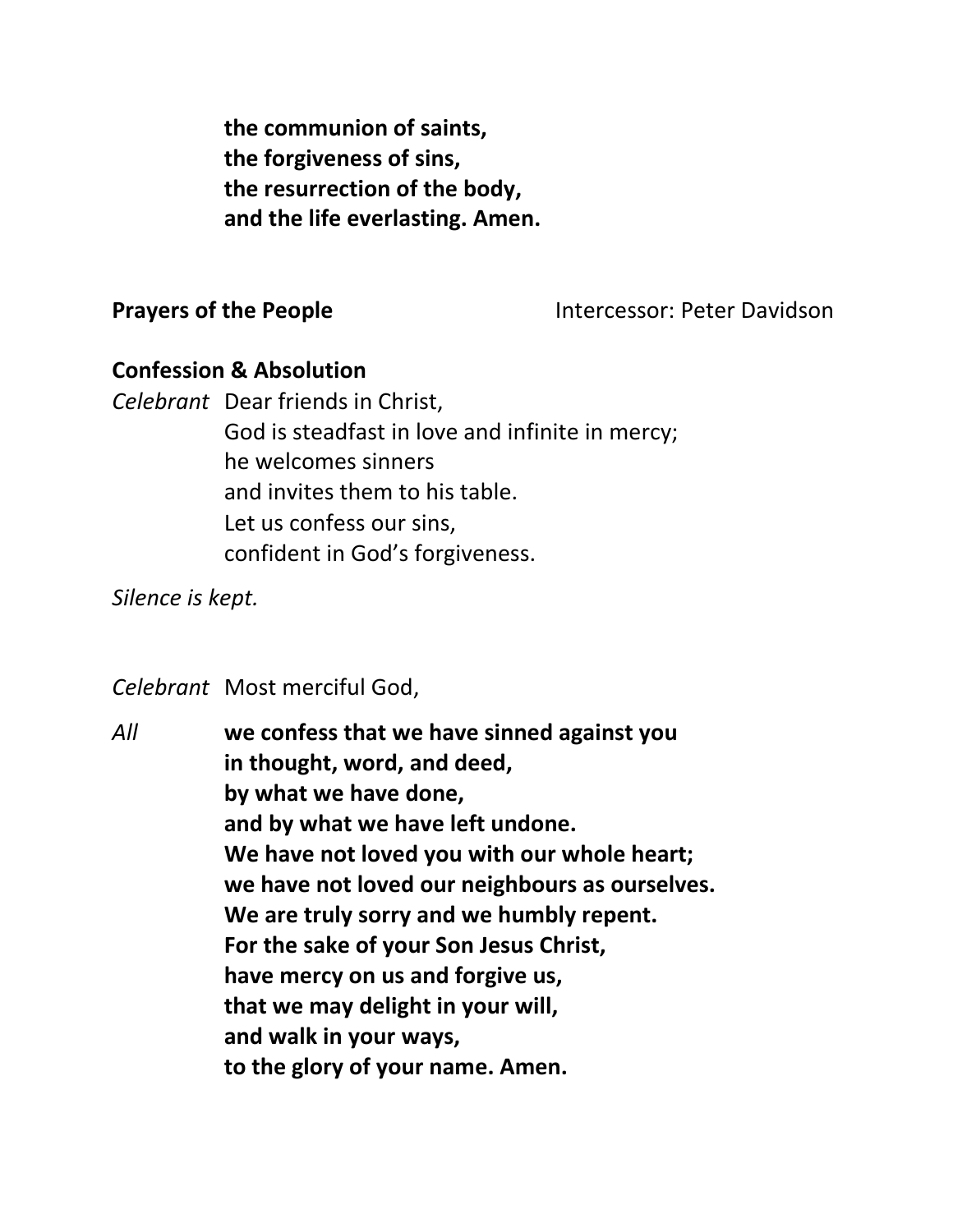**the communion of saints,**
**the forgiveness of sins,**
**the resurrection of the body,**
**and the life everlasting. Amen.**

**Prayers of the People** Intercessor: Peter Davidson

**Confession & Absolution**

*Celebrant* Dear friends in Christ,
God is steadfast in love and infinite in mercy;
he welcomes sinners
and invites them to his table.
Let us confess our sins,
confident in God's forgiveness.

*Silence is kept.*

*Celebrant* Most merciful God,

*All* **we confess that we have sinned against you**
**in thought, word, and deed,**
**by what we have done,**
**and by what we have left undone.**
**We have not loved you with our whole heart;**
**we have not loved our neighbours as ourselves.**
**We are truly sorry and we humbly repent.**
**For the sake of your Son Jesus Christ,**
**have mercy on us and forgive us,**
**that we may delight in your will,**
**and walk in your ways,**
**to the glory of your name. Amen.**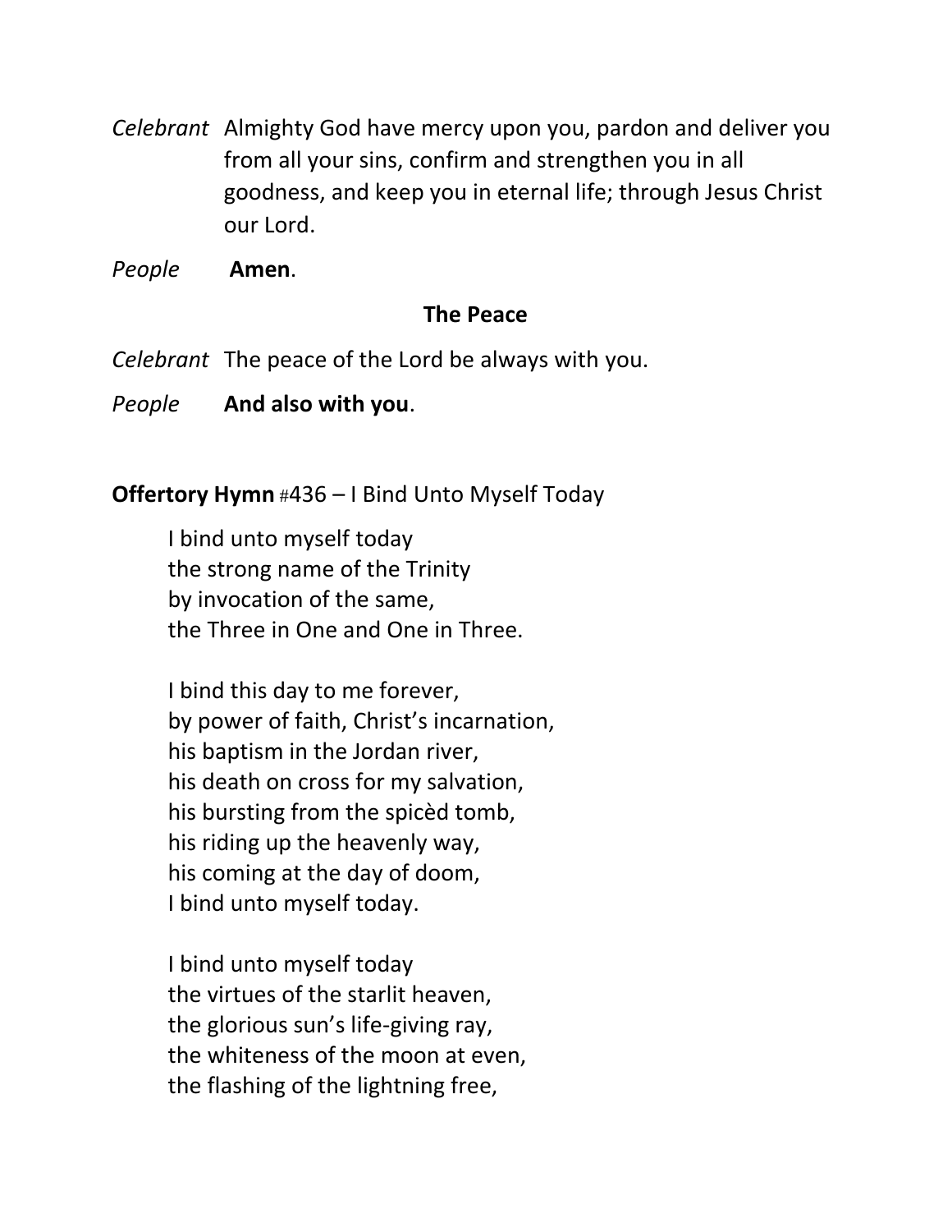*Celebrant* Almighty God have mercy upon you, pardon and deliver you from all your sins, confirm and strengthen you in all goodness, and keep you in eternal life; through Jesus Christ our Lord.

*People* **Amen**.

### The Peace

*Celebrant* The peace of the Lord be always with you.

*People* **And also with you**.

**Offertory Hymn** #436 – I Bind Unto Myself Today

I bind unto myself today
the strong name of the Trinity
by invocation of the same,
the Three in One and One in Three.

I bind this day to me forever,
by power of faith, Christ's incarnation,
his baptism in the Jordan river,
his death on cross for my salvation,
his bursting from the spicèd tomb,
his riding up the heavenly way,
his coming at the day of doom,
I bind unto myself today.

I bind unto myself today
the virtues of the starlit heaven,
the glorious sun's life-giving ray,
the whiteness of the moon at even,
the flashing of the lightning free,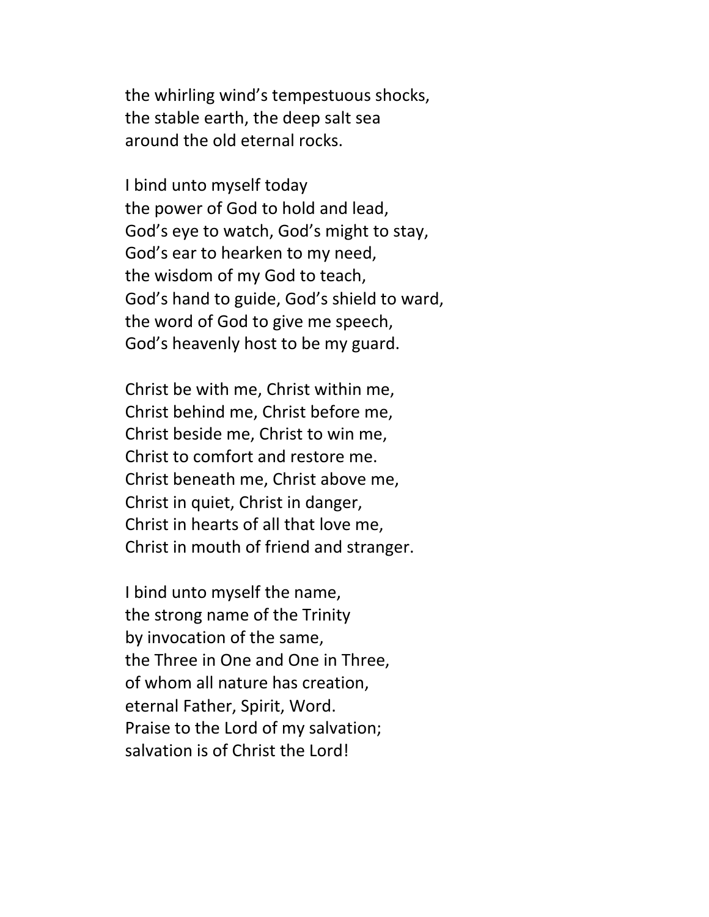the whirling wind's tempestuous shocks,
the stable earth, the deep salt sea
around the old eternal rocks.

I bind unto myself today
the power of God to hold and lead,
God's eye to watch, God's might to stay,
God's ear to hearken to my need,
the wisdom of my God to teach,
God's hand to guide, God's shield to ward,
the word of God to give me speech,
God's heavenly host to be my guard.

Christ be with me, Christ within me,
Christ behind me, Christ before me,
Christ beside me, Christ to win me,
Christ to comfort and restore me.
Christ beneath me, Christ above me,
Christ in quiet, Christ in danger,
Christ in hearts of all that love me,
Christ in mouth of friend and stranger.

I bind unto myself the name,
the strong name of the Trinity
by invocation of the same,
the Three in One and One in Three,
of whom all nature has creation,
eternal Father, Spirit, Word.
Praise to the Lord of my salvation;
salvation is of Christ the Lord!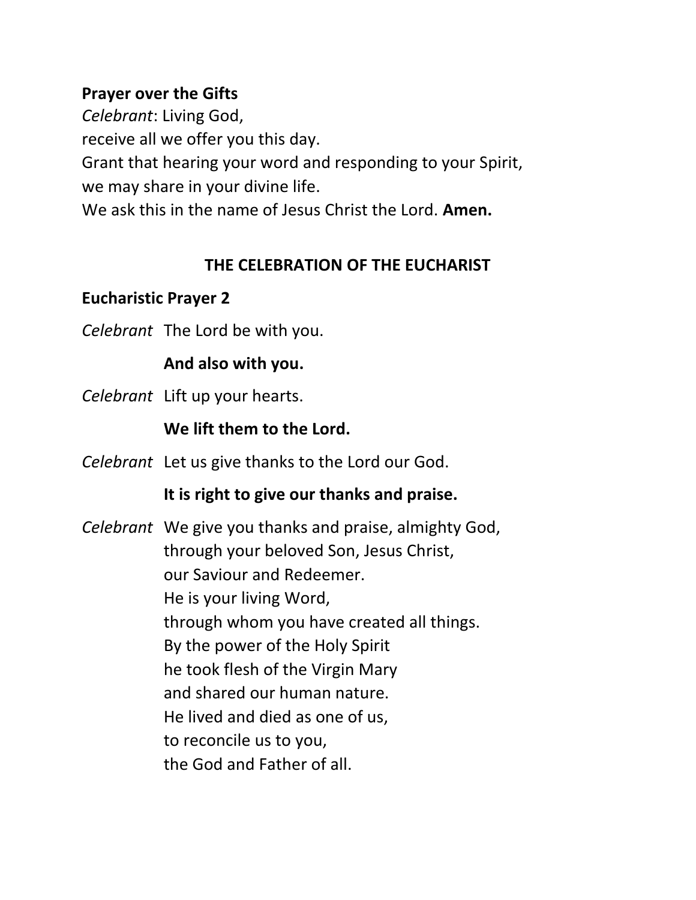**Prayer over the Gifts**

*Celebrant*: Living God,
receive all we offer you this day.
Grant that hearing your word and responding to your Spirit,
we may share in your divine life.
We ask this in the name of Jesus Christ the Lord. **Amen.**

## THE CELEBRATION OF THE EUCHARIST

**Eucharistic Prayer 2**

*Celebrant* The Lord be with you.

**And also with you.**

*Celebrant* Lift up your hearts.

**We lift them to the Lord.**

*Celebrant* Let us give thanks to the Lord our God.

**It is right to give our thanks and praise.**

*Celebrant* We give you thanks and praise, almighty God,
through your beloved Son, Jesus Christ,
our Saviour and Redeemer.
He is your living Word,
through whom you have created all things.
By the power of the Holy Spirit
he took flesh of the Virgin Mary
and shared our human nature.
He lived and died as one of us,
to reconcile us to you,
the God and Father of all.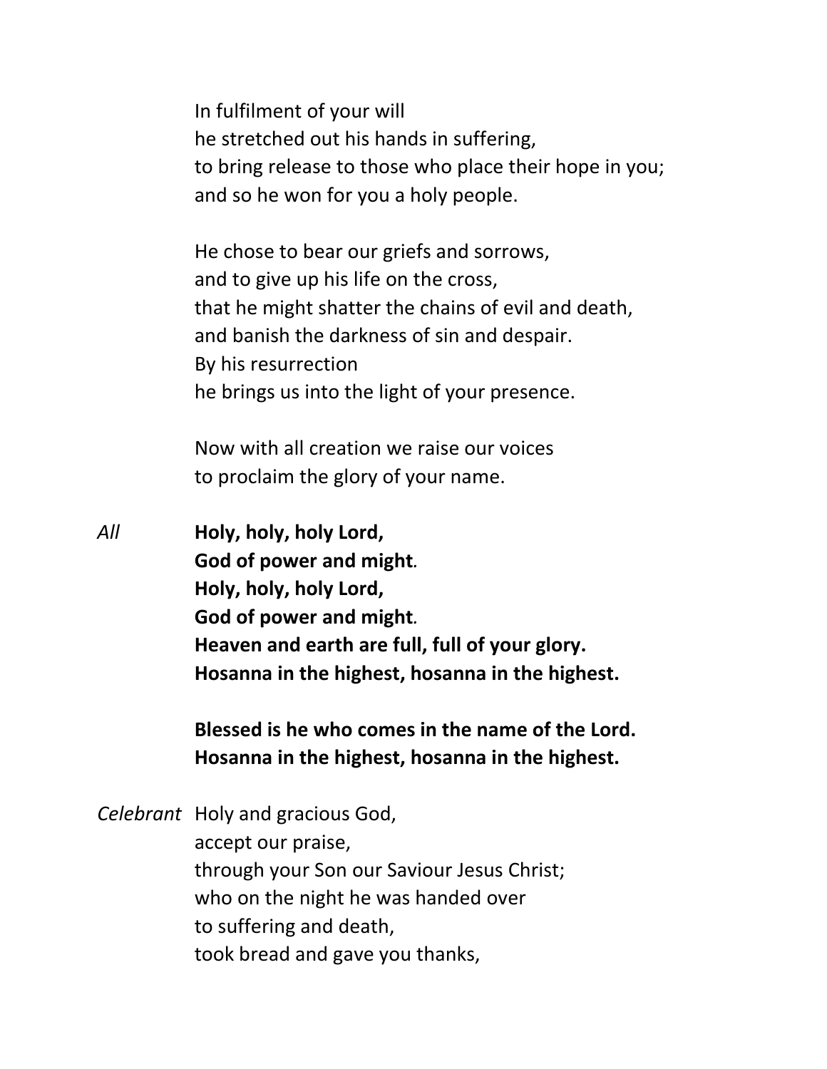In fulfilment of your will
he stretched out his hands in suffering,
to bring release to those who place their hope in you;
and so he won for you a holy people.

He chose to bear our griefs and sorrows,
and to give up his life on the cross,
that he might shatter the chains of evil and death,
and banish the darkness of sin and despair.
By his resurrection
he brings us into the light of your presence.

Now with all creation we raise our voices
to proclaim the glory of your name.

*All* **Holy, holy, holy Lord,**
**God of power and might.**
**Holy, holy, holy Lord,**
**God of power and might.**
**Heaven and earth are full, full of your glory.**
**Hosanna in the highest, hosanna in the highest.**

**Blessed is he who comes in the name of the Lord.**
**Hosanna in the highest, hosanna in the highest.**

*Celebrant* Holy and gracious God,
accept our praise,
through your Son our Saviour Jesus Christ;
who on the night he was handed over
to suffering and death,
took bread and gave you thanks,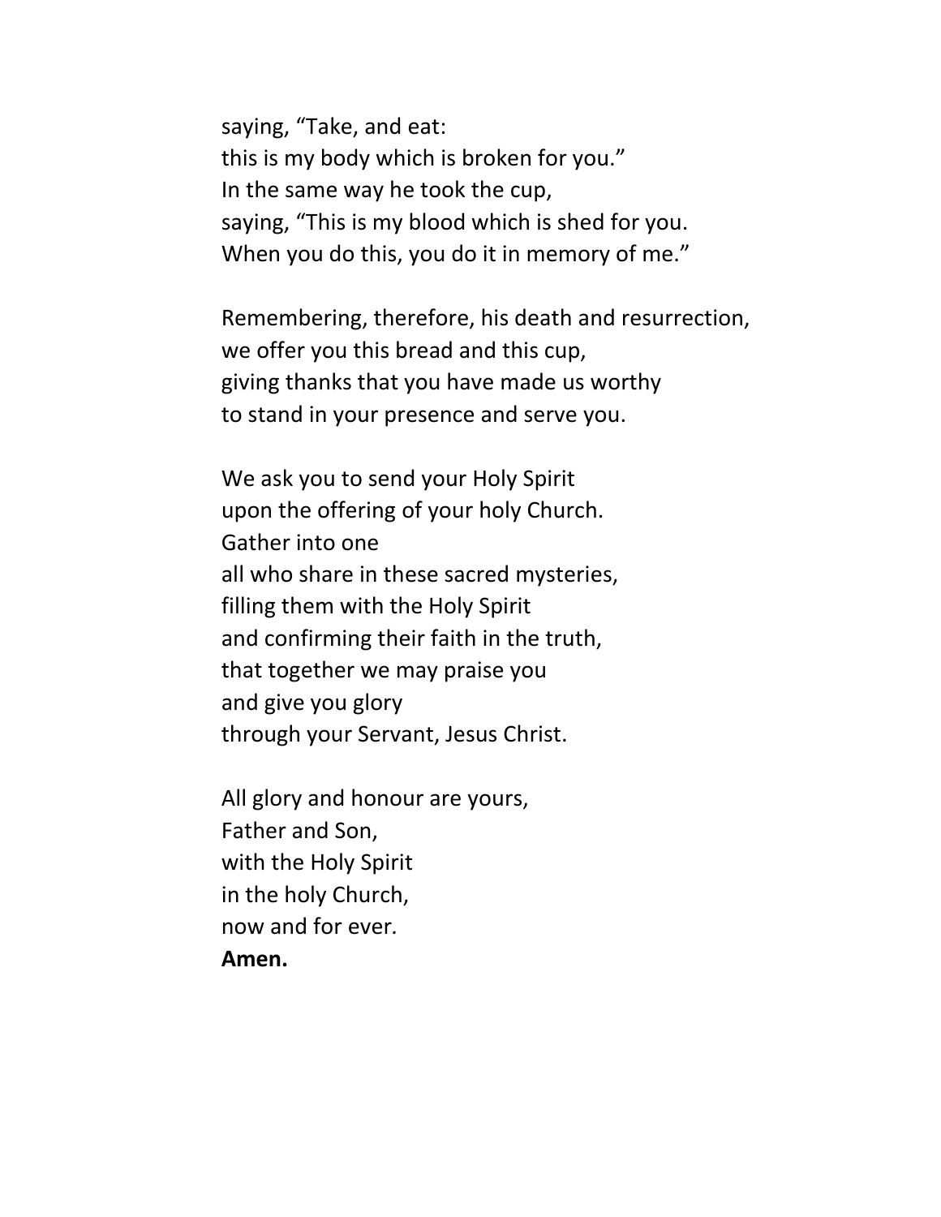saying, “Take, and eat:  
this is my body which is broken for you.”  
In the same way he took the cup,  
saying, “This is my blood which is shed for you.  
When you do this, you do it in memory of me.”

Remembering, therefore, his death and resurrection,  
we offer you this bread and this cup,  
giving thanks that you have made us worthy  
to stand in your presence and serve you.

We ask you to send your Holy Spirit  
upon the offering of your holy Church.  
Gather into one  
all who share in these sacred mysteries,  
filling them with the Holy Spirit  
and confirming their faith in the truth,  
that together we may praise you  
and give you glory  
through your Servant, Jesus Christ.

All glory and honour are yours,  
Father and Son,  
with the Holy Spirit  
in the holy Church,  
now and for ever.  
**Amen.**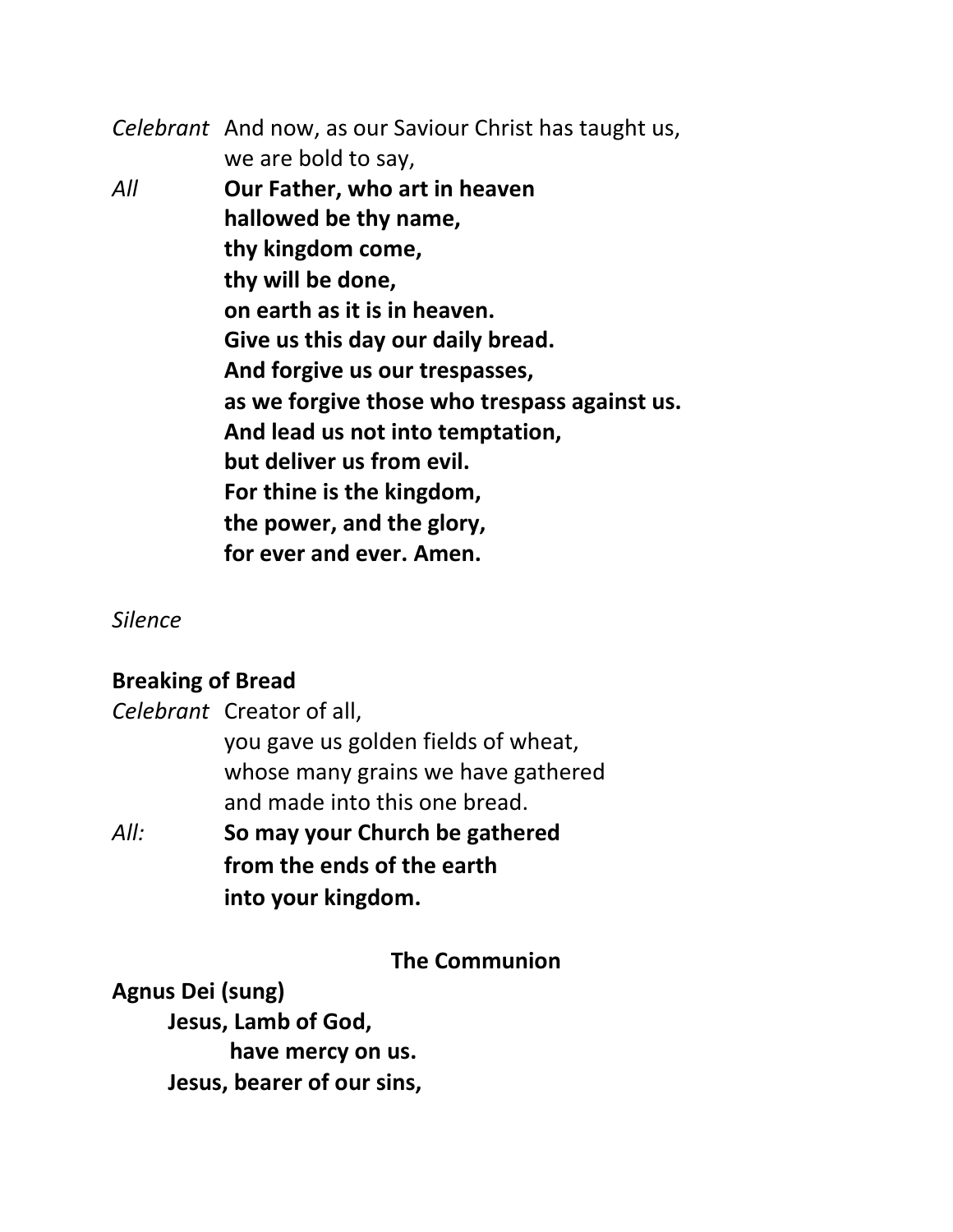*Celebrant* And now, as our Saviour Christ has taught us,
we are bold to say,

*All* **Our Father, who art in heaven**
**hallowed be thy name,**
**thy kingdom come,**
**thy will be done,**
**on earth as it is in heaven.**
**Give us this day our daily bread.**
**And forgive us our trespasses,**
**as we forgive those who trespass against us.**
**And lead us not into temptation,**
**but deliver us from evil.**
**For thine is the kingdom,**
**the power, and the glory,**
**for ever and ever. Amen.**

*Silence*

**Breaking of Bread**

*Celebrant* Creator of all,
you gave us golden fields of wheat,
whose many grains we have gathered
and made into this one bread.

*All:* **So may your Church be gathered**
**from the ends of the earth**
**into your kingdom.**

## The Communion

**Agnus Dei (sung)**

**Jesus, Lamb of God,**
**have mercy on us.**
**Jesus, bearer of our sins,**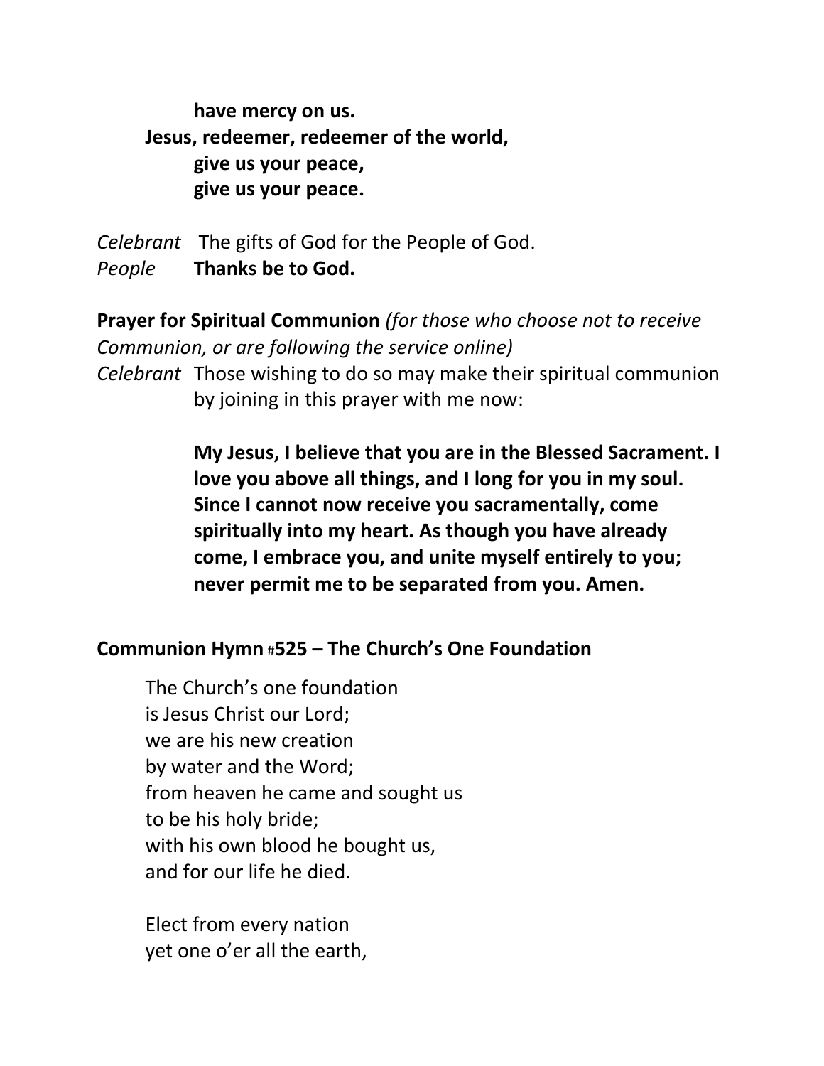**have mercy on us.**  
**Jesus, redeemer, redeemer of the world,**  
**give us your peace,**  
**give us your peace.**

*Celebrant* The gifts of God for the People of God.  
*People* **Thanks be to God.**

**Prayer for Spiritual Communion** *(for those who choose not to receive Communion, or are following the service online)*

*Celebrant* Those wishing to do so may make their spiritual communion by joining in this prayer with me now:

**My Jesus, I believe that you are in the Blessed Sacrament. I love you above all things, and I long for you in my soul. Since I cannot now receive you sacramentally, come spiritually into my heart. As though you have already come, I embrace you, and unite myself entirely to you; never permit me to be separated from you. Amen.**

**Communion Hymn #525 – The Church's One Foundation**

The Church's one foundation  
is Jesus Christ our Lord;  
we are his new creation  
by water and the Word;  
from heaven he came and sought us  
to be his holy bride;  
with his own blood he bought us,  
and for our life he died.

Elect from every nation  
yet one o'er all the earth,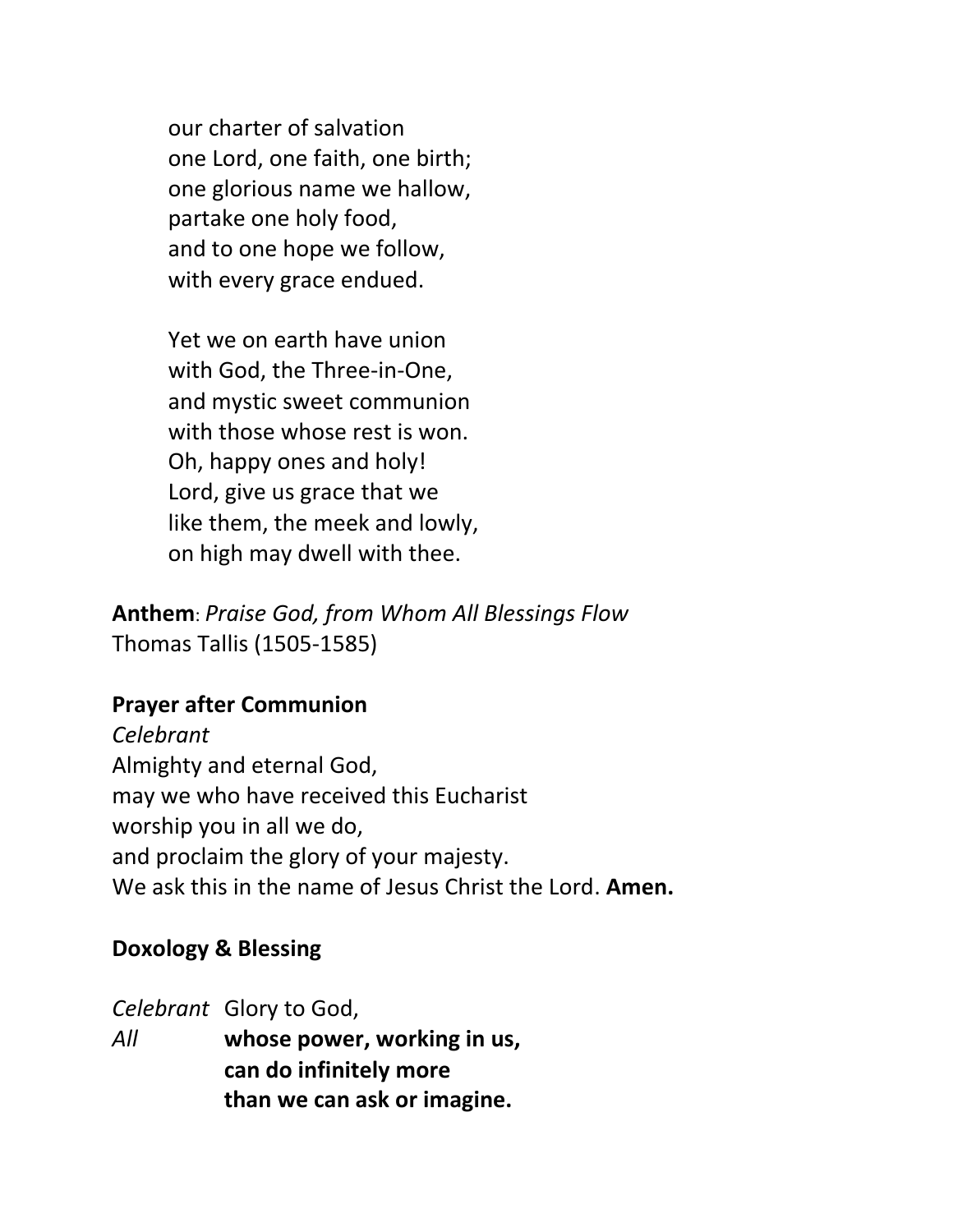our charter of salvation
one Lord, one faith, one birth;
one glorious name we hallow,
partake one holy food,
and to one hope we follow,
with every grace endued.

Yet we on earth have union
with God, the Three-in-One,
and mystic sweet communion
with those whose rest is won.
Oh, happy ones and holy!
Lord, give us grace that we
like them, the meek and lowly,
on high may dwell with thee.

**Anthem**: *Praise God, from Whom All Blessings Flow*
Thomas Tallis (1505-1585)

**Prayer after Communion**

*Celebrant*
Almighty and eternal God,
may we who have received this Eucharist
worship you in all we do,
and proclaim the glory of your majesty.
We ask this in the name of Jesus Christ the Lord. **Amen.**

**Doxology & Blessing**

*Celebrant* Glory to God,
*All* **whose power, working in us,**
**can do infinitely more**
**than we can ask or imagine.**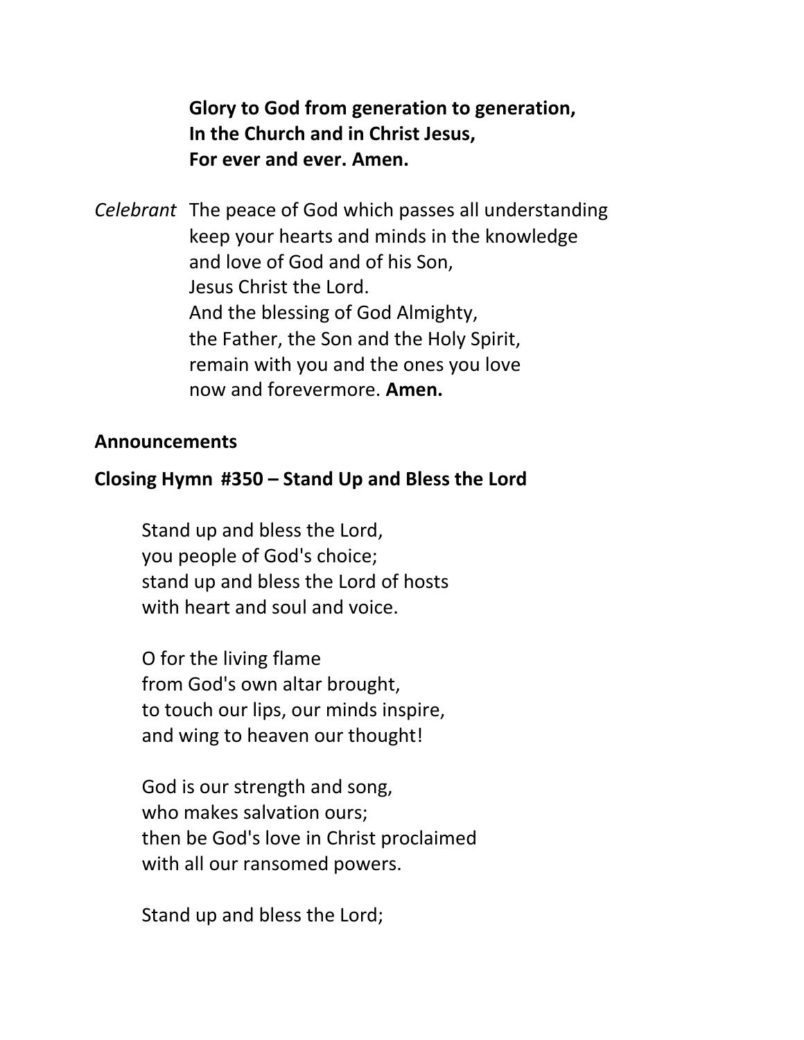**Glory to God from generation to generation,**
**In the Church and in Christ Jesus,**
**For ever and ever. Amen.**

*Celebrant* The peace of God which passes all understanding
keep your hearts and minds in the knowledge
and love of God and of his Son,
Jesus Christ the Lord.
And the blessing of God Almighty,
the Father, the Son and the Holy Spirit,
remain with you and the ones you love
now and forevermore. **Amen.**

**Announcements**

**Closing Hymn #350 – Stand Up and Bless the Lord**

Stand up and bless the Lord,
you people of God's choice;
stand up and bless the Lord of hosts
with heart and soul and voice.

O for the living flame
from God's own altar brought,
to touch our lips, our minds inspire,
and wing to heaven our thought!

God is our strength and song,
who makes salvation ours;
then be God's love in Christ proclaimed
with all our ransomed powers.

Stand up and bless the Lord;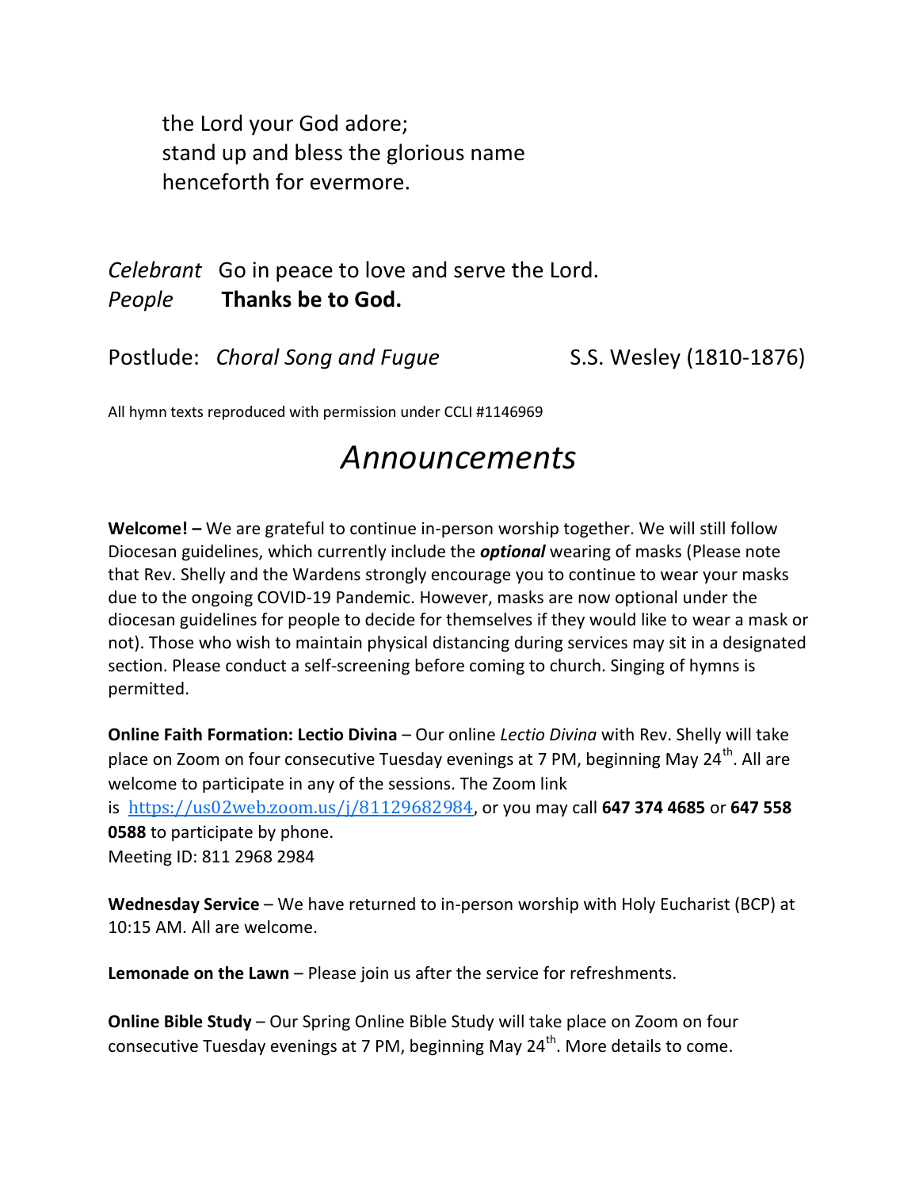the Lord your God adore;
stand up and bless the glorious name
henceforth for evermore.

*Celebrant* Go in peace to love and serve the Lord.
*People* **Thanks be to God.**

Postlude: *Choral Song and Fugue* S.S. Wesley (1810-1876)

All hymn texts reproduced with permission under CCLI #1146969

# *Announcements*

**Welcome! –** We are grateful to continue in-person worship together. We will still follow Diocesan guidelines, which currently include the ***optional*** wearing of masks (Please note that Rev. Shelly and the Wardens strongly encourage you to continue to wear your masks due to the ongoing COVID-19 Pandemic. However, masks are now optional under the diocesan guidelines for people to decide for themselves if they would like to wear a mask or not). Those who wish to maintain physical distancing during services may sit in a designated section. Please conduct a self-screening before coming to church. Singing of hymns is permitted.

**Online Faith Formation: Lectio Divina** – Our online *Lectio Divina* with Rev. Shelly will take place on Zoom on four consecutive Tuesday evenings at 7 PM, beginning May 24th. All are welcome to participate in any of the sessions. The Zoom link is https://us02web.zoom.us/j/81129682984, or you may call **647 374 4685** or **647 558 0588** to participate by phone.
Meeting ID: 811 2968 2984

**Wednesday Service** – We have returned to in-person worship with Holy Eucharist (BCP) at 10:15 AM. All are welcome.

**Lemonade on the Lawn** – Please join us after the service for refreshments.

**Online Bible Study** – Our Spring Online Bible Study will take place on Zoom on four consecutive Tuesday evenings at 7 PM, beginning May 24th. More details to come.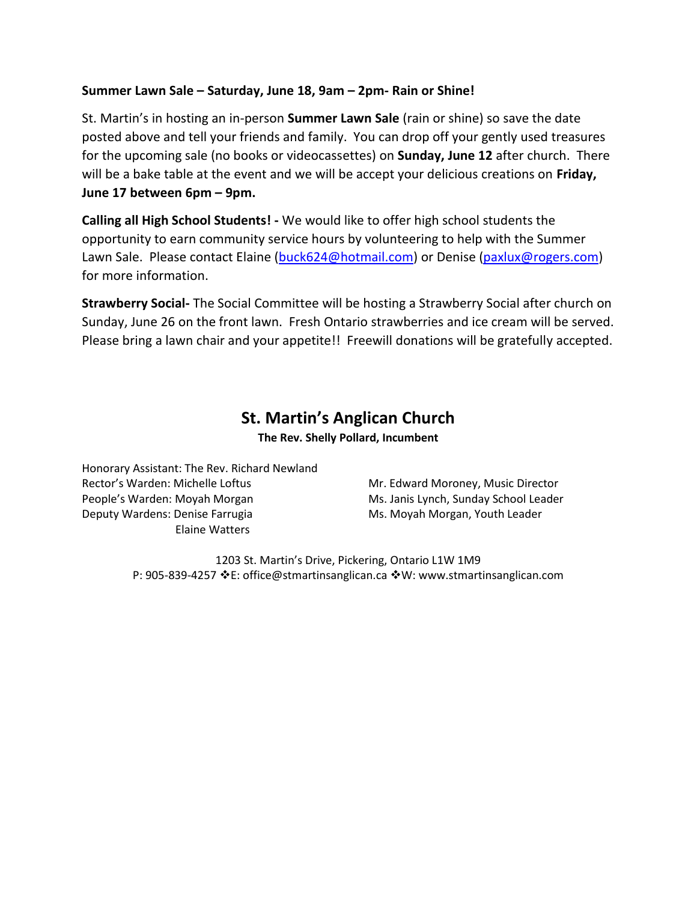**Summer Lawn Sale – Saturday, June 18, 9am – 2pm- Rain or Shine!**

St. Martin's in hosting an in-person **Summer Lawn Sale** (rain or shine) so save the date posted above and tell your friends and family. You can drop off your gently used treasures for the upcoming sale (no books or videocassettes) on **Sunday, June 12** after church. There will be a bake table at the event and we will be accept your delicious creations on **Friday, June 17 between 6pm – 9pm.**

**Calling all High School Students! -** We would like to offer high school students the opportunity to earn community service hours by volunteering to help with the Summer Lawn Sale. Please contact Elaine (buck624@hotmail.com) or Denise (paxlux@rogers.com) for more information.

**Strawberry Social-** The Social Committee will be hosting a Strawberry Social after church on Sunday, June 26 on the front lawn. Fresh Ontario strawberries and ice cream will be served. Please bring a lawn chair and your appetite!! Freewill donations will be gratefully accepted.

## St. Martin's Anglican Church

**The Rev. Shelly Pollard, Incumbent**

Honorary Assistant: The Rev. Richard Newland
Rector's Warden: Michelle Loftus
People's Warden: Moyah Morgan
Deputy Wardens: Denise Farrugia
Elaine Watters

Mr. Edward Moroney, Music Director
Ms. Janis Lynch, Sunday School Leader
Ms. Moyah Morgan, Youth Leader

1203 St. Martin's Drive, Pickering, Ontario L1W 1M9
P: 905-839-4257 ❖E: office@stmartinsanglican.ca ❖W: www.stmartinsanglican.com